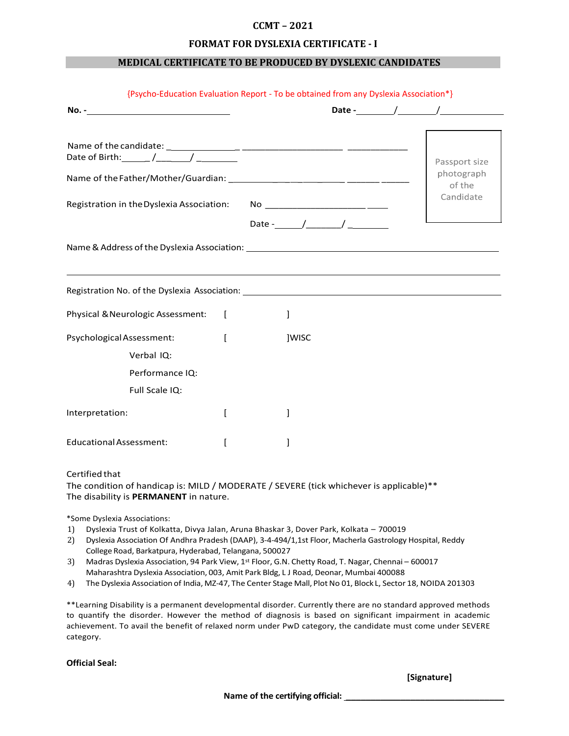# CCMT – 2021

## FORMAT FOR DYSLEXIA CERTIFICATE - I

## MEDICAL CERTIFICATE TO BE PRODUCED BY DYSLEXIC CANDIDATES

{Psycho-Education Evaluation Report - To be obtained from any Dyslexia Association*}

**No. -**______________________________ **Date -**_______/_______/____________

Passport size photograph of the Candidate

Name of the candidate: ______________ ____________________ ____________

Date of Birth:______ /_______/ ________

Name of the Father/Mother/Guardian: ____________________ ______ ______

Registration in the Dyslexia Association: No ____________________ ____

Date -______/_______/ ________

Name & Address of the Dyslexia Association: ______________________________________________

_____________________________________________________________________________

Registration No. of the Dyslexia Association: ______________________________________________

Physical & Neurologic Assessment: [ ]

Psychological Assessment: [ ]WISC

Verbal IQ:

Performance IQ:

Full Scale IQ:

Interpretation: [ ]

Educational Assessment: [ ]

Certified that

The condition of handicap is: MILD / MODERATE / SEVERE (tick whichever is applicable)**

The disability is **PERMANENT** in nature.

*Some Dyslexia Associations:

1) Dyslexia Trust of Kolkatta, Divya Jalan, Aruna Bhaskar 3, Dover Park, Kolkata – 700019
2) Dyslexia Association Of Andhra Pradesh (DAAP), 3-4-494/1,1st Floor, Macherla Gastrology Hospital, Reddy College Road, Barkatpura, Hyderabad, Telangana, 500027
3) Madras Dyslexia Association, 94 Park View, 1st Floor, G.N. Chetty Road, T. Nagar, Chennai – 600017
   Maharashtra Dyslexia Association, 003, Amit Park Bldg, L J Road, Deonar, Mumbai 400088
4) The Dyslexia Association of India, MZ-47, The Center Stage Mall, Plot No 01, Block L, Sector 18, NOIDA 201303

**Learning Disability is a permanent developmental disorder. Currently there are no standard approved methods to quantify the disorder. However the method of diagnosis is based on significant impairment in academic achievement. To avail the benefit of relaxed norm under PwD category, the candidate must come under SEVERE category.

**Official Seal:**

**[Signature]**

**Name of the certifying official:** ________________________________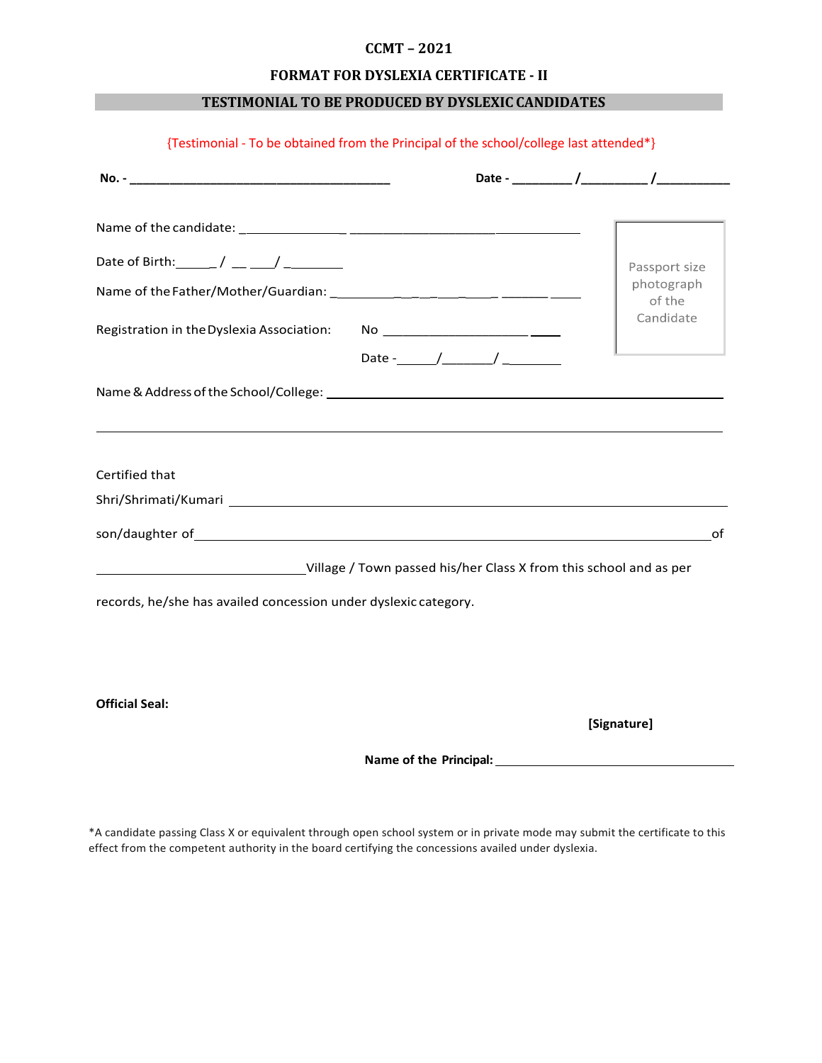**CCMT – 2021**

**FORMAT FOR DYSLEXIA CERTIFICATE - II**

**TESTIMONIAL TO BE PRODUCED BY DYSLEXIC CANDIDATES**

{Testimonial - To be obtained from the Principal of the school/college last attended*}

**No. - ______________________________________** **Date - ________ /_________ /__________**

Name of the candidate: ________________________________________________

Passport size photograph of the Candidate

Date of Birth:______/ ______/ _________

Name of the Father/Mother/Guardian: _________________________________

Registration in the Dyslexia Association: No ________________________

Date -______/_______/ _________

Name & Address of the School/College: ____________________________________________

______________________________________________________________________

Certified that

Shri/Shrimati/Kumari ______________________________________________________

son/daughter of ___________________________________________________________ of

______________________ Village / Town passed his/her Class X from this school and as per records, he/she has availed concession under dyslexic category.

**Official Seal:**

**[Signature]**

**Name of the Principal:** ______________________________

*A candidate passing Class X or equivalent through open school system or in private mode may submit the certificate to this effect from the competent authority in the board certifying the concessions availed under dyslexia.